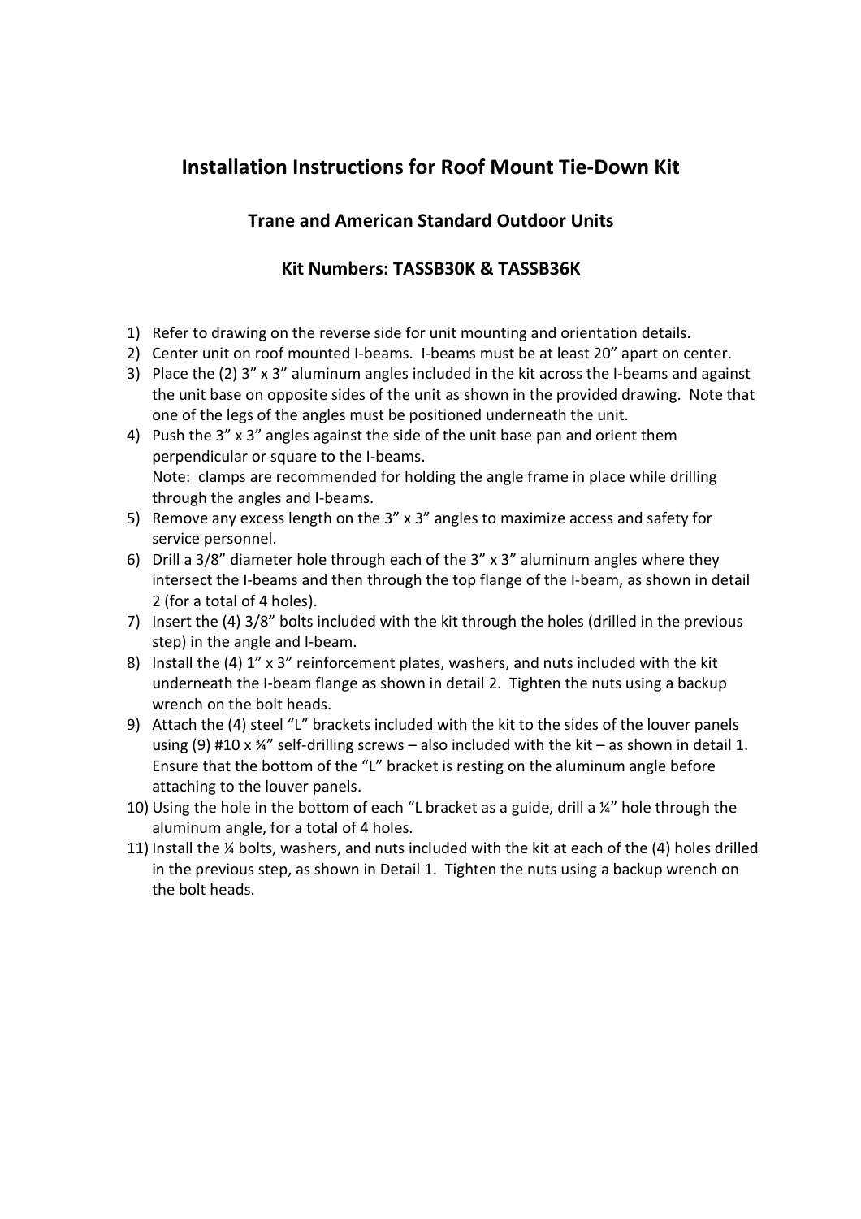# Installation Instructions for Roof Mount Tie-Down Kit

## Trane and American Standard Outdoor Units

## Kit Numbers: TASSB30K & TASSB36K

1) Refer to drawing on the reverse side for unit mounting and orientation details.
2) Center unit on roof mounted I-beams. I-beams must be at least 20" apart on center.
3) Place the (2) 3" x 3" aluminum angles included in the kit across the I-beams and against the unit base on opposite sides of the unit as shown in the provided drawing. Note that one of the legs of the angles must be positioned underneath the unit.
4) Push the 3" x 3" angles against the side of the unit base pan and orient them perpendicular or square to the I-beams.
   Note: clamps are recommended for holding the angle frame in place while drilling through the angles and I-beams.
5) Remove any excess length on the 3" x 3" angles to maximize access and safety for service personnel.
6) Drill a 3/8" diameter hole through each of the 3" x 3" aluminum angles where they intersect the I-beams and then through the top flange of the I-beam, as shown in detail 2 (for a total of 4 holes).
7) Insert the (4) 3/8" bolts included with the kit through the holes (drilled in the previous step) in the angle and I-beam.
8) Install the (4) 1" x 3" reinforcement plates, washers, and nuts included with the kit underneath the I-beam flange as shown in detail 2. Tighten the nuts using a backup wrench on the bolt heads.
9) Attach the (4) steel "L" brackets included with the kit to the sides of the louver panels using (9) #10 x ¾" self-drilling screws – also included with the kit – as shown in detail 1. Ensure that the bottom of the "L" bracket is resting on the aluminum angle before attaching to the louver panels.
10) Using the hole in the bottom of each "L bracket as a guide, drill a ¼" hole through the aluminum angle, for a total of 4 holes.
11) Install the ¼ bolts, washers, and nuts included with the kit at each of the (4) holes drilled in the previous step, as shown in Detail 1. Tighten the nuts using a backup wrench on the bolt heads.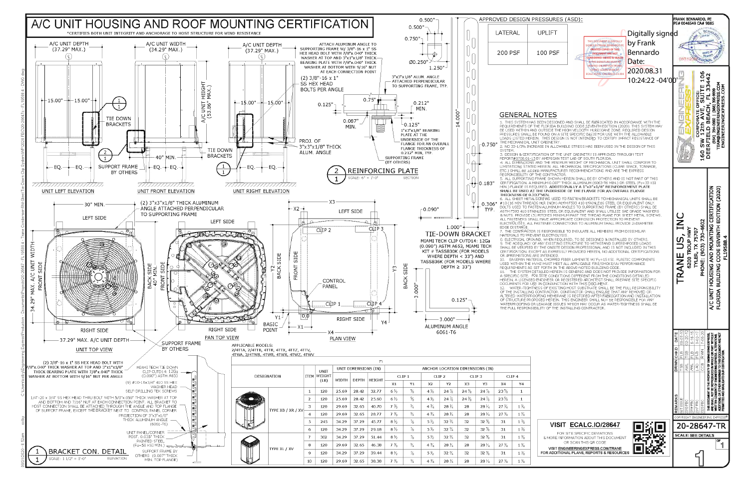# A/C UNIT HOUSING AND ROOF MOUNTING CERTIFICATION

*CERTIFIES BOTH UNIT INTEGRITY AND ANCHORAGE TO HOST STRUCTURE FOR WIND RESISTANCE

A/C UNIT DEPTH (37.29" MAX.)
A/C UNIT WIDTH (34.29" MAX.)
A/C UNIT DEPTH (37.29" MAX.)
A/C UNIT HEIGHT (53.86" MAX.)
15.00" 15.00"
TIE DOWN BRACKETS
40" MIN.
SUPPORT FRAME BY OTHERS
EQ. EQ.

UNIT LEFT ELEVATION
UNIT FRONT ELEVATION
UNIT RIGHT ELEVATION

ATTACH ALUMINUM ANGLE TO SUPPORTING FRAME W/ 3/8"-16 x 1" SS HEX HEAD BOLT WITH 7/8"x.040" THICK WASHER AT TOP AND 3"x1"x1/8" THICK BEARING PLATE WITH 7/8"x.040" THICK WASHER AT BOTTOM WITH 9/16" NUT AT EACH CONNECTION POINT

(2) 3/8"-16 x 1" SS HEX HEAD BOLTS PER ANGLE

PROJ. OF 3"x3"x1/8" THICK ALUM. ANGLE

3"x3"x1/8" ALUM. ANGLE ATTACHED PERPENDICULAR TO SUPPORTING FRAME, TYP.

1"x3"x1/8" BEARING PLATE AT THE UNDERSIDE OF THE FLANGE FOR AN OVERALL FLANGE THICKNESS OF 0.212" MIN, TYP.

SUPPORTING FRAME (BY OTHERS)

0.125" 0.75" 0.087" MIN. 0.125" 0.212" MIN.

## 2 REINFORCING PLATE
SCALE: 6" = 1'-0" SECTION

0.500" 0.500" 0.750" Ø0.250" 1.250" 14.000" 0.750" 0.183" 0.306" TYP. 0.090" 1.000"

## TIE-DOWN BRACKET
MIAMI TECH CLIP CUTD14: 12Ga (0.090") ASTM A653, MIAMI TECH KIT # TASSB30K (FOR MODELS WHERE DEPTH < 33") AND TASSB36K (FOR MODELS WHERE DEPTH ≥ 33")

3.000" 0.125" 3.000"

ALUMINUM ANGLE 6061-T6

30" MIN.
(2) 3"x3"x1/8" THICK ALUMINUM ANGLE ATTACHED PERPENDICULAR TO SUPPORTING FRAME
LEFT SIDE
34.29" MAX. A/C UNIT WIDTH
FRONT SIDE
BACK SIDE 40" MIN.
RIGHT SIDE
37.29" MAX. A/C UNIT DEPTH
UNIT TOP VIEW
SUPPORT FRAME BY OTHERS
PAN TOP VIEW
CLIP 1 CLIP 2 CLIP 3 CLIP 4
CONTROL PANEL
BASIC POINT (0,0)
X1 X2 X3 X4 Y1 Y2 Y3 Y4
PLAN VIEW

(2) 3/8"-16 x 1" SS HEX HEAD BOLT WITH 7/8"x.040" THICK WASHER AT TOP AND 3"x1"x1/8" THICK BEARING PLATE WITH 7/8"x.040" THICK WASHER AT BOTTOM WITH 9/16" NUT PER ANGLE

MIAMI TECH TIE DOWN CLIP CUTD14: 12Ga (0.090") ASTM A653

(9) #10-16x3/4" 410 SS HEX WASHER HEAD SELF-DRILLING TEK SCREWS

1/4"-20 x 3/4" SS HEX HEAD THRU BOLT WITH 5/8"x.050" THICK WASHER AT TOP AND BOTTOM AND 7/16" NUT AT EACH CONNECTION POINT. ALL BRACKET TO HOST CONNECTION SHALL BE ATTACHED THROUGH THE ANGLE AND TOP FLANGE OF SUPPORT FRAME, EXCEPT THE BRACKET NEXT TO CONTROL PANEL CORNER

PROJECTION OF 3"x3"x1/8" THICK ALUMINUM ANGLE (6061-T6)

UNIT PANEL/CORNER POST, 0.035" THICK PAINTED STEEL (Fu=58 KSI MIN.)

SUPPORT FRAME BY OTHERS (0.087" THICK MIN. TOP FLANGE)

## 1 BRACKET CON. DETAIL
SCALE: 1 1/2" = 1'-0" ELEVATION

## APPROVED DESIGN PRESSURES (ASD):

| LATERAL | UPLIFT |
|---|---|
| 200 PSF | 100 PSF |

## GENERAL NOTES

1. THIS SYSTEM HAS BEEN DESIGNED AND SHALL BE FABRICATED IN ACCORDANCE WITH THE REQUIREMENTS OF THE FLORIDA BUILDING CODE SEVENTH EDITION (2020). THIS SYSTEM MAY BE USED WITHIN AND OUTSIDE THE HIGH VELOCITY HURRICANE ZONE. REQUIRED DESIGN PRESSURES SHALL BE FOUND ON A SITE SPECIFIC BASIS FOR USE WITH THE ALLOWABLE LOADS LISTED HEREIN. THIS DESIGN IS NOT INTENDED TO CERTIFY IMPACT RESISTANCE OF THE MECHANICAL UNIT CABINETRY.
2. NO 33-1/3% INCREASE IN ALLOWABLE STRESS HAS BEEN USED IN THE DESIGN OF THIS SYSTEM.
3. DESIGN & CERTIFICATION OF THE UNIT CABINETRY IS APPROVED THROUGH TEST REPORT#0708.01-15 BY AMERICAN TEST LAB OF SOUTH FLORIDA.
4. ALL DIMENSIONS AND THE MINIMUM WEIGHT OF MECHANICAL UNIT SHALL CONFORM TO LIMITATIONS STATED HEREIN. ALL MECHANICAL SPECIFICATIONS (CLEAR SPACE, TONNAGE, ETC.) SHALL BE AS PER MANUFACTURER RECOMMENDATIONS AND ARE THE EXPRESS RESPONSIBILITY OF THE CONTRACTOR.
5. ALL SUPPORTING FRAME SHOWN HEREIN SHALL BE BY OTHERS AND IS NOT PART OF THIS CERTIFICATION. A MINIMUM 0.087" THICK ALUMINUM (6063-T6 MIN.) OR STEEL (Fy=33 KSI MIN.) FLANGE IS REQUIRED. **ADDITIONALLY A 1"x3"x1/8" REINFORCEMENT PLATE SHALL BE USED AT THE UNDERSIDE OF THE FLANGE FOR AN OVERALL FLANGE THICKNESS OF 0.337"MIN.**
6. ALL SHEET METAL SCREWS USED TO FASTEN BRACKETS TO MECHANICAL UNITS SHALL BE #10 (16 MIN THREADS PER INCH) ASTM F593 410 STAINLESS STEEL OR EQUIVALENT ONLY. BOLTS USED TO FASTEN ALUMINUM ANGLES TO SUPPORTING FRAME (BY OTHERS) SHALL BE ASTM F593 410 STAINLESS STEEL OR EQUIVALENT AND SHALL UTILIZE SAE GRADE WASHERS & NUTS. PROVIDE (3) PITCHES MINIMUM PAST THE THREAD PLANE FOR SHEET METAL SCREWS. ALL FASTENERS SHALL HAVE APPROPRIATE CORROSION PROTECTION TO PREVENT ELECTROLYSIS. ALL FASTENER CONNECTIONS TO ALUMINUM SHALL PROVIDE 2xDIAMETER EDGE DISTANCE.
7. THE CONTRACTOR IS RESPONSIBLE TO INSULATE ALL MEMBERS FROM DISSIMILAR MATERIALS TO PREVENT ELECTROLYSIS.
8. ELECTRICAL GROUND, WHEN REQUIRED, TO BE DESIGNED & INSTALLED BY OTHERS.
9. THE ADEQUACY OF ANY EXISTING STRUCTURE TO WITHSTAND SUPERIMPOSED LOADS SHALL BE VERIFIED BY THE ONSITE DESIGN PROFESSIONAL AND IS NOT INCLUDED IN THIS CERTIFICATION. EXCEPT AS EXPRESSLY PROVIDED HEREIN, NO ADDITIONAL CERTIFICATIONS OR AFFIRMATIONS ARE INTENDED.
10. BASEPAN MATERIAL CHOPPED FIBER LAMINATE W/ Fy=15 KSI. PLASTIC COMPONENTS USED WITHIN THE HVHZ MUST MEET ALL APPLICABLE FIRE/SMOKE/UV PERFORMANCE REQUIREMENTS AS SET FORTH IN THE ABOVE-NOTED BUILDING CODE.
11. THE SYSTEM DETAILED HEREIN IS GENERIC AND DOES NOT PROVIDE INFORMATION FOR A SPECIFIC SITE. FOR SITE CONDITIONS DIFFERENT FROM THE CONDITIONS DETAILED HEREIN, A LICENSED ENGINEER OR REGISTERED ARCHITECT SHALL PREPARE SITE SPECIFIC DOCUMENTS FOR USE IN CONJUNCTION WITH THIS DOCUMENT.
12. WATER-TIGHTNESS OF EXISTING HOST SUBSTRATE SHALL BE THE FULL RESPONSIBILITY OF THE INSTALLING CONTRACTOR. CONTRACTOR SHALL ENSURE THAT ANY REMOVED OR ALTERED WATERPROOFING MEMBRANE IS RESTORED AFTER FABRICATION AND INSTALLATION OF STRUCTURE PROPOSED HEREIN. THIS ENGINEER SHALL NOT BE RESPONSIBLE FOR ANY WATERPROOFING OR LEAKAGE ISSUES WHICH MAY OCCUR AS WATER-TIGHTNESS SHALL BE THE FULL RESPONSIBILITY OF THE INSTALLING CONTRACTOR.

APPLICABLE MODELS:
2/4TTA, 2/4TTB, 4TTR, 4TTX, 4TTZ, 4TTV, 4TWA, 2/4TWB, 4TWR, 4TWX, 4TWZ, 4TWV

| DESIGNATION | ITEM | UNIT WEIGHT (LB) | UNIT DIMENSIONS (IN) | | | ANCHOR LOCATION DIMENSIONS (IN) | | | | | | | |
|---|---|---|---|---|---|---|---|---|---|---|---|---|---|
| | | | WIDTH | DEPTH | HEIGHT | CLIP 1 X1 | CLIP 1 Y1 | CLIP 2 X2 | CLIP 2 Y2 | CLIP 3 X3 | CLIP 3 Y3 | CLIP 4 X4 | CLIP 4 Y4 |
| TYPE XB / XR / XV | 1 | 120 | 25.69 | 28.42 | 32.77 | 6 ½ | ⅝ | 4 ½ | 24 ⅞ | 24 ⅜ | 24 ⅞ | 23 ⅝ | 1 |
| | 2 | 120 | 25.69 | 28.42 | 25.60 | 6 ½ | ⅝ | 4 ½ | 24 ⅞ | 24 ⅜ | 24 ⅞ | 23 ⅝ | 1 |
| | 3 | 120 | 29.69 | 32.65 | 40.70 | 7 ⅜ | ¾ | 4 ¾ | 28 ¾ | 28 | 28 ¼ | 27 ¼ | 1 ¼ |
| | 4 | 120 | 29.69 | 32.65 | 28.77 | 7 ⅜ | ¾ | 4 ¾ | 28 ¾ | 28 | 28 ¼ | 27 ¼ | 1 ¼ |
| | 5 | 245 | 34.29 | 37.29 | 45.77 | 8 ½ | ⅞ | 5 ½ | 32 ¾ | 32 | 32 ⅝ | 31 | 1 ⅜ |
| | 6 | 120 | 34.29 | 37.29 | 29.18 | 8 ½ | ⅞ | 5 ½ | 32 ¾ | 32 | 32 ⅝ | 31 | 1 ⅜ |
| TYPE XL / XV | 7 | 302 | 34.29 | 37.29 | 51.44 | 8 ½ | ⅞ | 5 ½ | 32 ¾ | 32 | 32 ⅝ | 31 | 1 ⅜ |
| | 8 | 120 | 29.69 | 32.65 | 46.38 | 7 ⅜ | ¾ | 4 ¾ | 28 ¾ | 28 | 28 ¼ | 27 ¼ | 1 ¼ |
| | 9 | 120 | 34.29 | 37.29 | 39.44 | 8 ½ | ⅞ | 5 ½ | 32 ¾ | 32 | 32 ⅝ | 31 | 1 ⅜ |
| | 10 | 120 | 29.69 | 32.65 | 38.38 | 7 ⅜ | ¾ | 4 ¾ | 28 ¾ | 28 | 28 ¼ | 27 ¼ | 1 ¼ |

**VISIT ECALC.IO/28647**
FOR SITE SPECIFIC DEVIATIONS & MORE INFORMATION ABOUT THIS DOCUMENT OR SCAN THIS QR CODE
VISIT ENGINEERINGEXPRESS.COM/TRANE FOR ADDITIONAL PLANS, REPORTS & RESOURCES

Digitally signed by Frank Bennardo
Date: 2020.08.31 10:24:22 -04'00'

FRANK BENNARDO, PE
PE# 0046549 CA# 9885

ENGINEERING EXPRESS
CORPORATE OFFICE: 160 SW 12th AVE, SUITE 106 DEERFIELD BEACH, FL 33442
(866) 396-9999
TEAM@ENGINEERINGEXPRESS.COM
ENGINEERINGEXPRESS.COM

TRANE US, INC
6200 TROUP HWY
TYLER, TX 75707
PHONE: (903) 730-4602

A/C UNIT HOUSING AND MOUNTING CERTIFICATION
FLORIDA BUILDING CODE SEVENTH EDITION (2020)
FL19588.4

| REMARKS | DRAWN | CHK'D | DATE |
|---|---|---|---|
| INIT ISSUE | TBB | FJB | 08-07-10 |
| 3RD FBC | AML | FJB | 03-20-12 |
| 5TH FBC | ANIL | FJB | 6-16-15 |
| 6TH FBC | LAO | FLS | 8-02-17 |
| 7TH FBC | CCB | RWN | 7-08-20 |

COPYRIGHT ENGINEERING EXPRESS®

20-28647-TR

SCALE: SEE DETAILS

1 OF 1